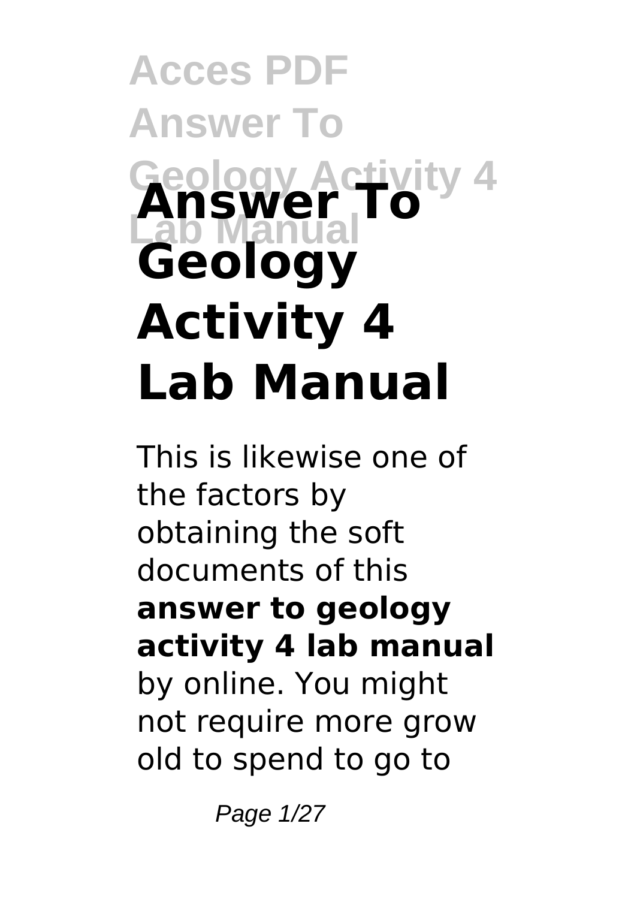# Answer To Geology Activity 4 Lab Manual

This is likewise one of the factors by obtaining the soft documents of this **answer to geology activity 4 lab manual** by online. You might not require more grow old to spend to go to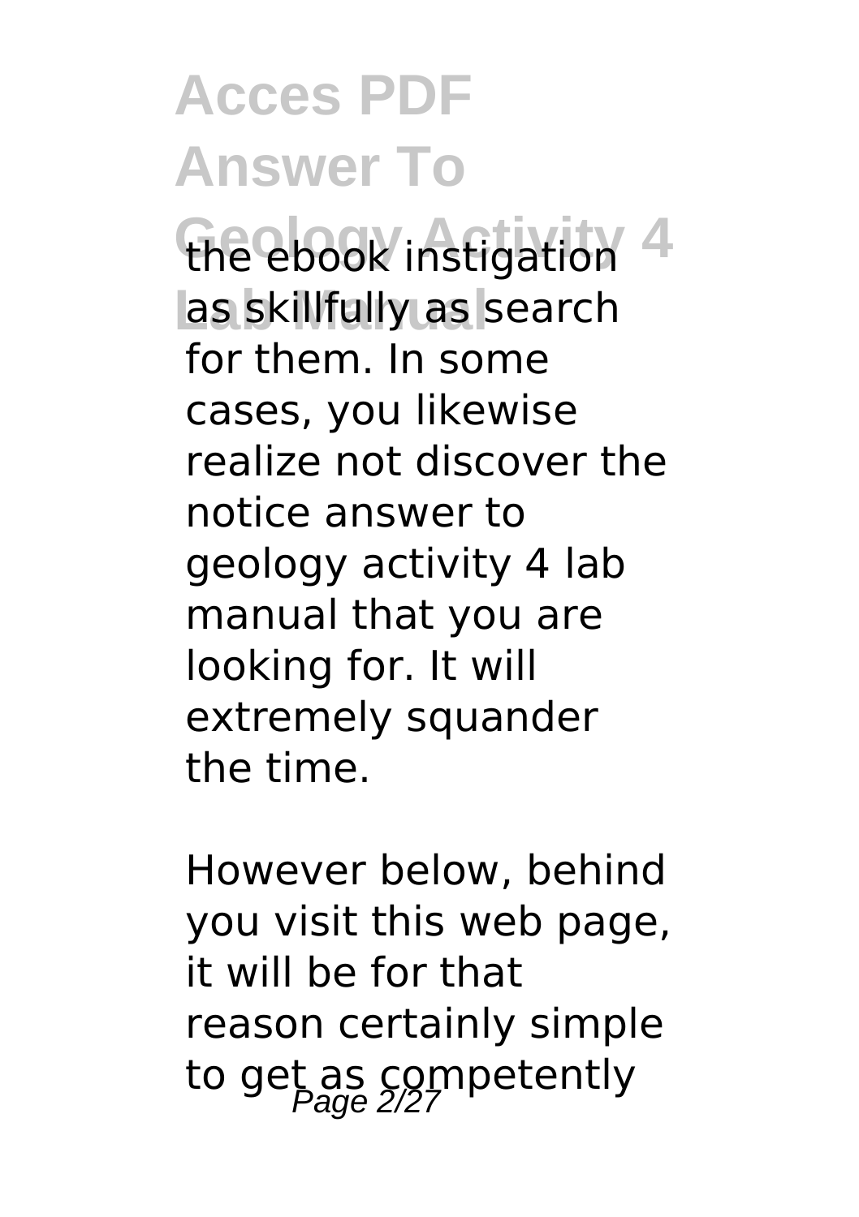the ebook instigation as skillfully as search for them. In some cases, you likewise realize not discover the notice answer to geology activity 4 lab manual that you are looking for. It will extremely squander the time.

However below, behind you visit this web page, it will be for that reason certainly simple to get as competently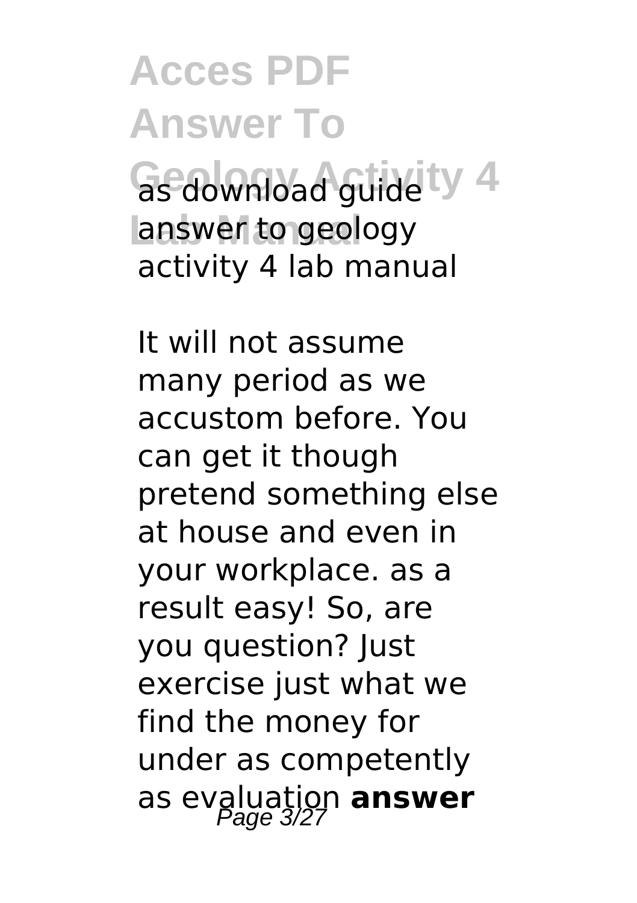as download guide answer to geology activity 4 lab manual

It will not assume many period as we accustom before. You can get it though pretend something else at house and even in your workplace. as a result easy! So, are you question? Just exercise just what we find the money for under as competently as evaluation **answer**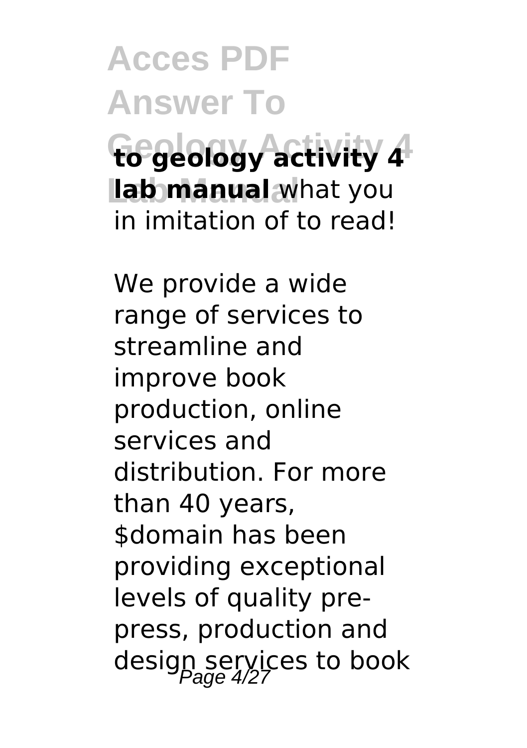**to geology activity 4 lab manual** what you in imitation of to read!

We provide a wide range of services to streamline and improve book production, online services and distribution. For more than 40 years, $domain has been providing exceptional levels of quality pre-press, production and design services to book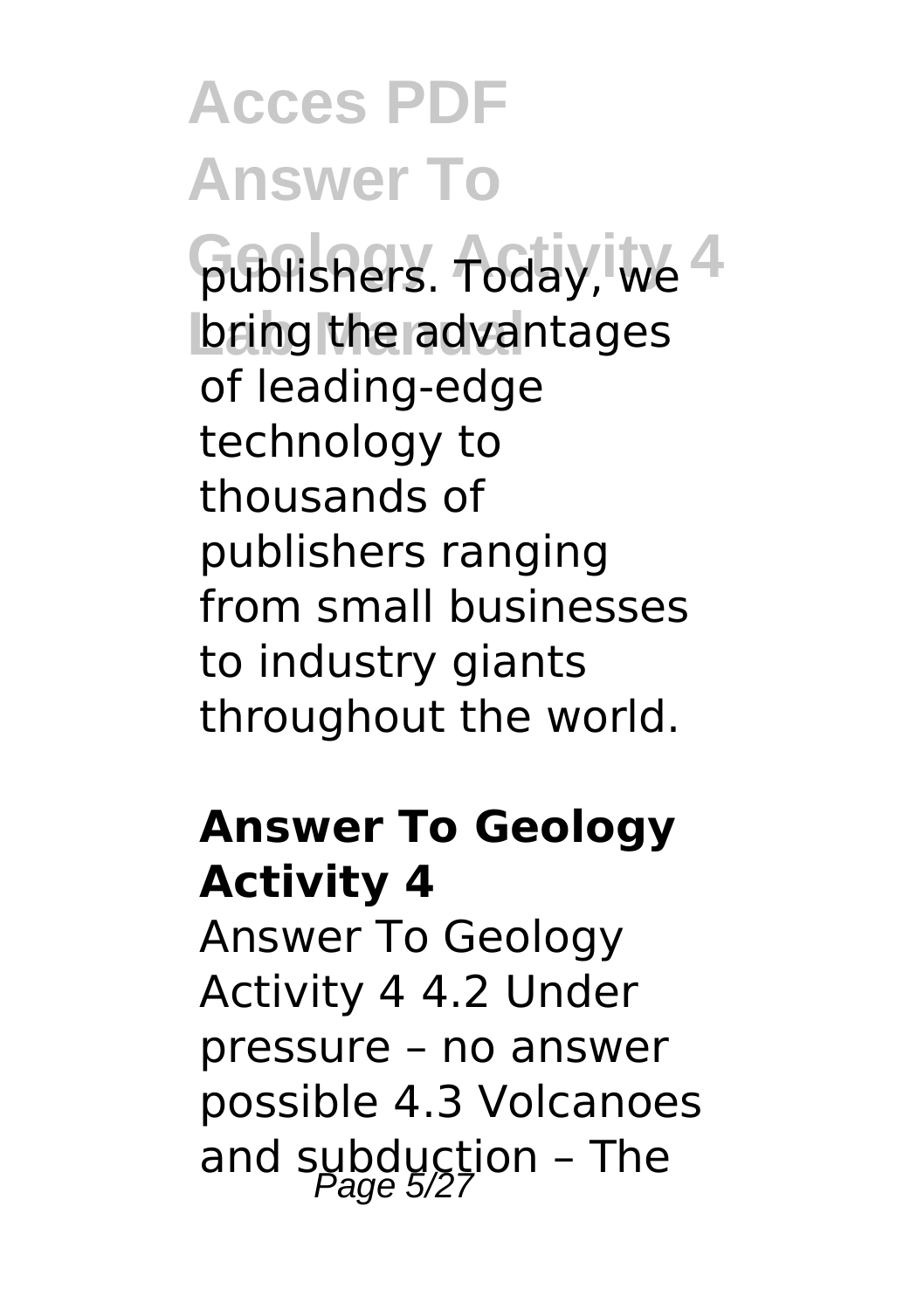publishers. Today, we bring the advantages of leading-edge technology to thousands of publishers ranging from small businesses to industry giants throughout the world.

**Answer To Geology Activity 4**

Answer To Geology Activity 4 4.2 Under pressure – no answer possible 4.3 Volcanoes and subduction – The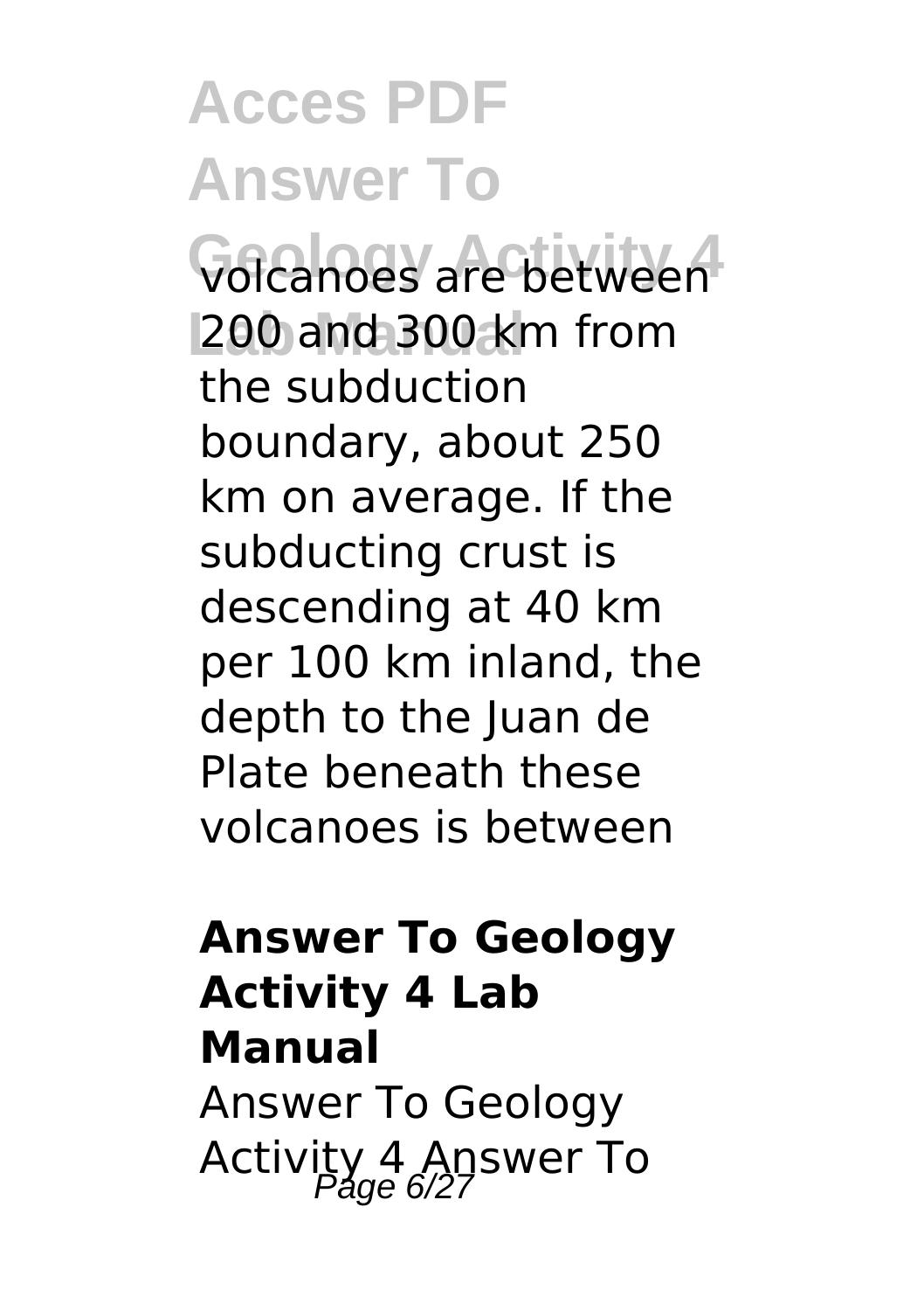volcanoes are between 200 and 300 km from the subduction boundary, about 250 km on average. If the subducting crust is descending at 40 km per 100 km inland, the depth to the Juan de Plate beneath these volcanoes is between

**Answer To Geology Activity 4 Lab Manual**

Answer To Geology Activity 4 Answer To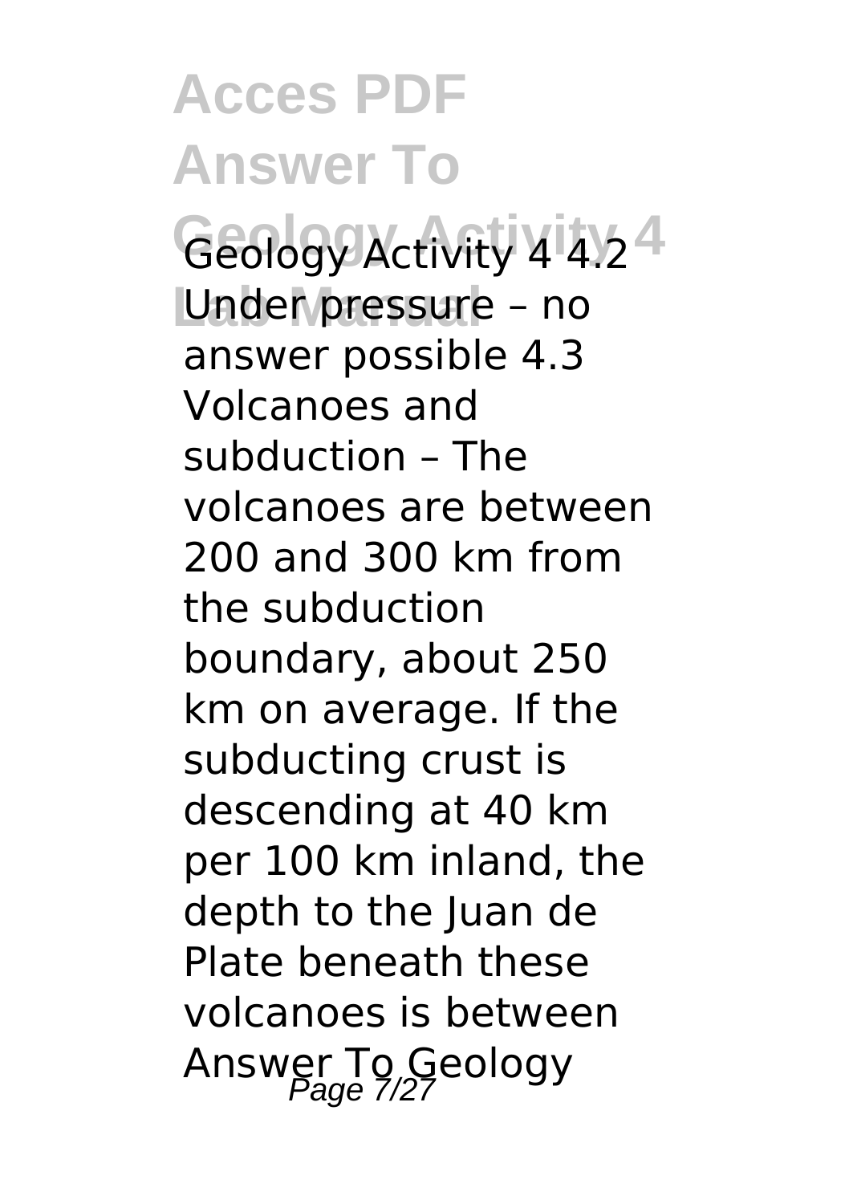Geology Activity 4 4.2 Under pressure – no answer possible 4.3 Volcanoes and subduction – The volcanoes are between 200 and 300 km from the subduction boundary, about 250 km on average. If the subducting crust is descending at 40 km per 100 km inland, the depth to the Juan de Plate beneath these volcanoes is between Answer To Geology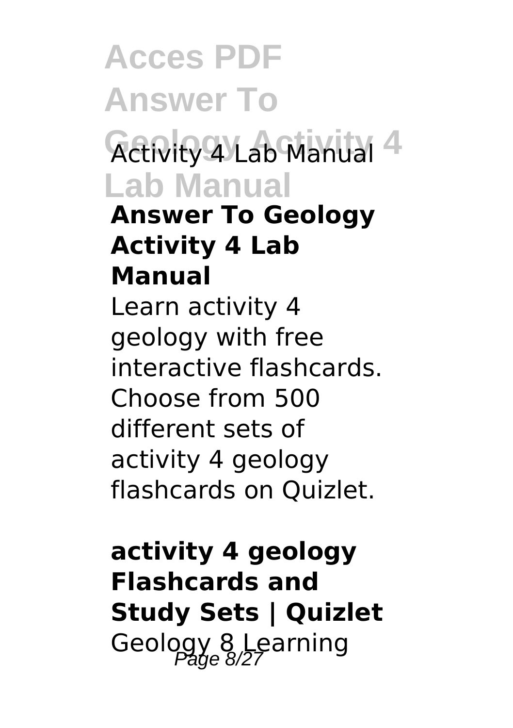### Answer To Geology Activity 4 Lab Manual

Learn activity 4 geology with free interactive flashcards. Choose from 500 different sets of activity 4 geology flashcards on Quizlet.

### activity 4 geology Flashcards and Study Sets | Quizlet

Geology 8 Learning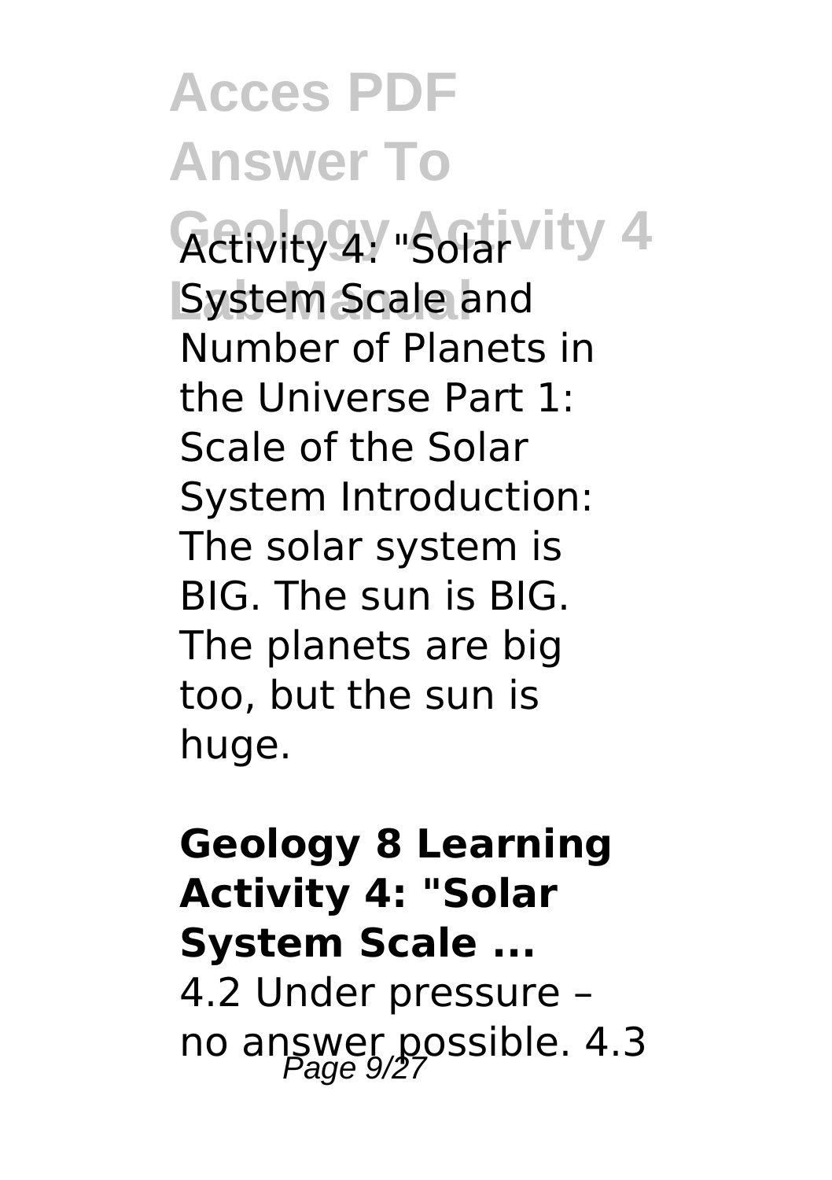Activity 4: "Solar System Scale and Number of Planets in the Universe Part 1: Scale of the Solar System Introduction: The solar system is BIG. The sun is BIG. The planets are big too, but the sun is huge.

**Geology 8 Learning Activity 4: "Solar System Scale ...**

4.2 Under pressure – no answer possible. 4.3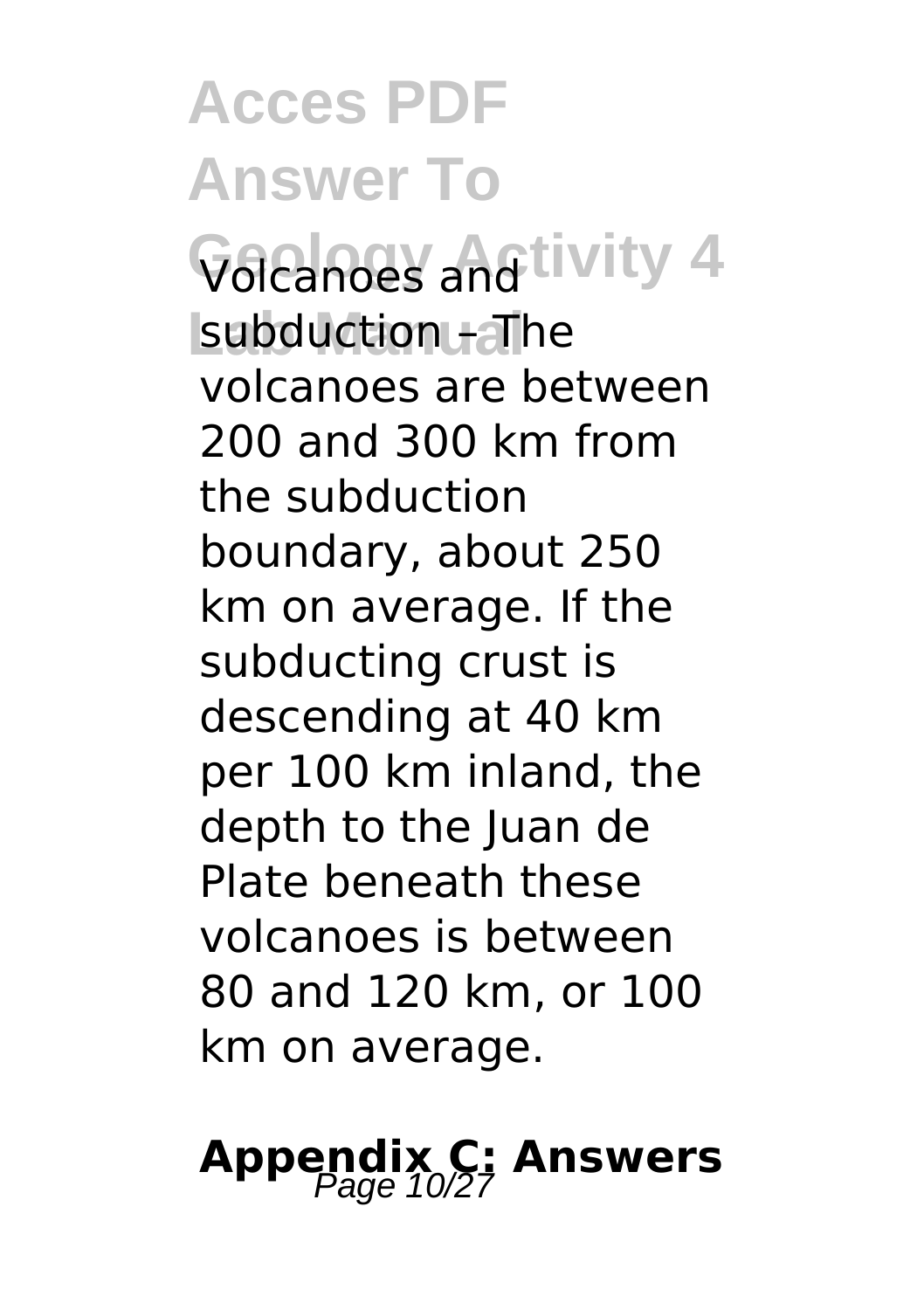Volcanoes and subduction – The volcanoes are between 200 and 300 km from the subduction boundary, about 250 km on average. If the subducting crust is descending at 40 km per 100 km inland, the depth to the Juan de Plate beneath these volcanoes is between 80 and 120 km, or 100 km on average.

## Appendix C: Answers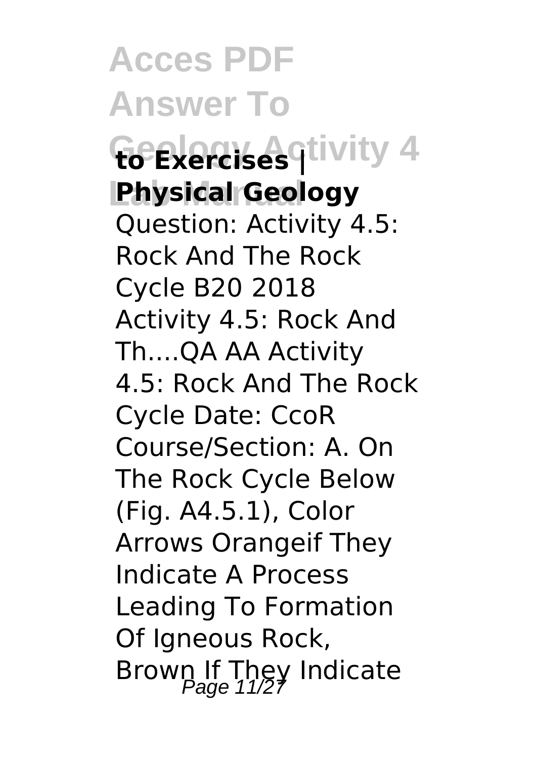**to Exercises | Physical Geology**

Question: Activity 4.5: Rock And The Rock Cycle B20 2018 Activity 4.5: Rock And Th....QA AA Activity 4.5: Rock And The Rock Cycle Date: CcoR Course/Section: A. On The Rock Cycle Below (Fig. A4.5.1), Color Arrows Orangeif They Indicate A Process Leading To Formation Of Igneous Rock, Brown If They Indicate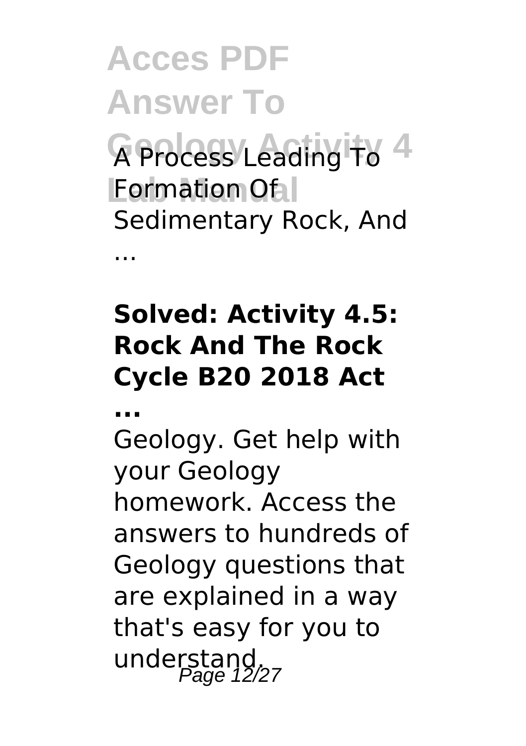A Process Leading To Formation Of Sedimentary Rock, And ...

**Solved: Activity 4.5: Rock And The Rock Cycle B20 2018 Act ...**

Geology. Get help with your Geology homework. Access the answers to hundreds of Geology questions that are explained in a way that's easy for you to understand.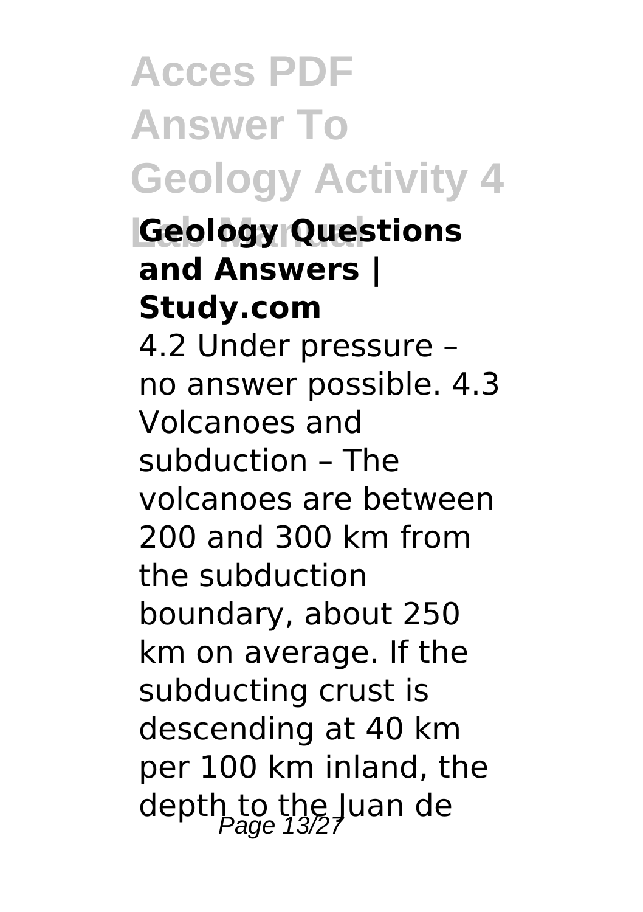**Geology Questions and Answers | Study.com**

4.2 Under pressure – no answer possible. 4.3 Volcanoes and subduction – The volcanoes are between 200 and 300 km from the subduction boundary, about 250 km on average. If the subducting crust is descending at 40 km per 100 km inland, the depth to the Juan de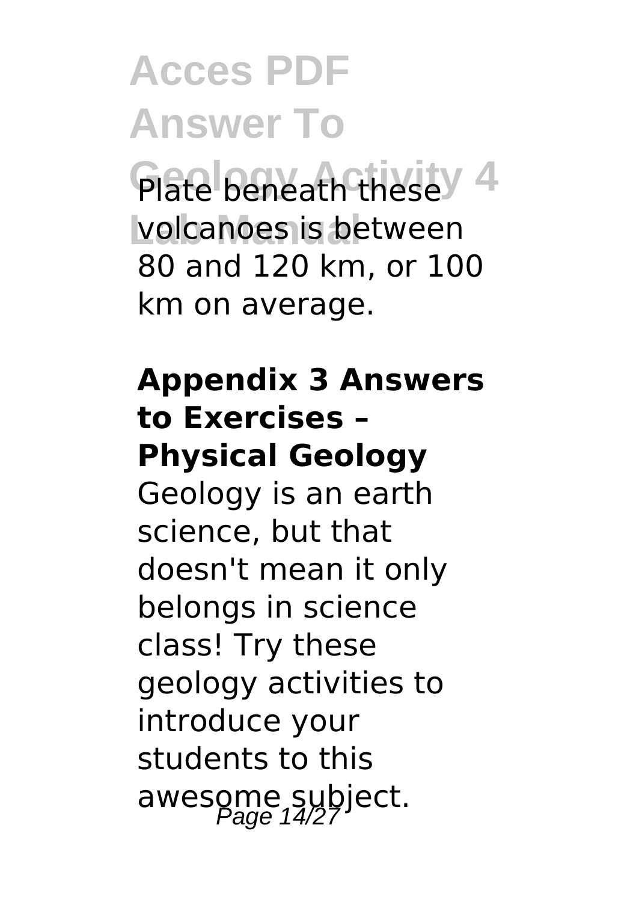Plate beneath these volcanoes is between 80 and 120 km, or 100 km on average.

**Appendix 3 Answers to Exercises – Physical Geology**

Geology is an earth science, but that doesn't mean it only belongs in science class! Try these geology activities to introduce your students to this awesome subject.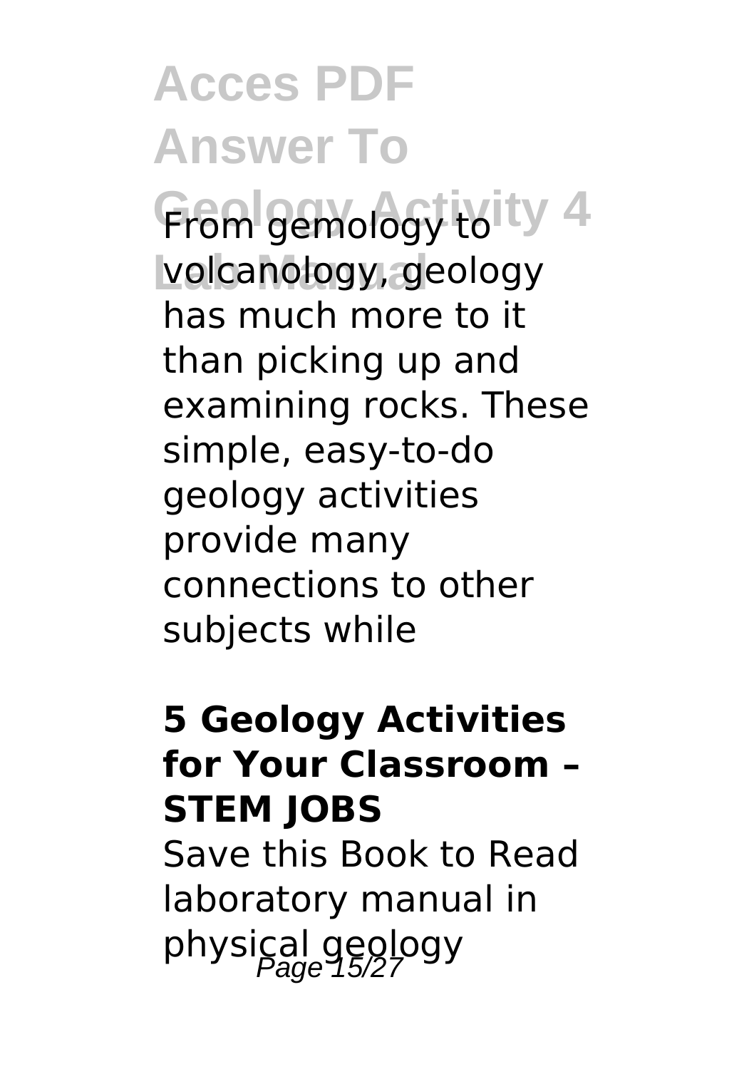From gemology to volcanology, geology has much more to it than picking up and examining rocks. These simple, easy-to-do geology activities provide many connections to other subjects while

**5 Geology Activities for Your Classroom – STEM JOBS**

Save this Book to Read laboratory manual in physical geology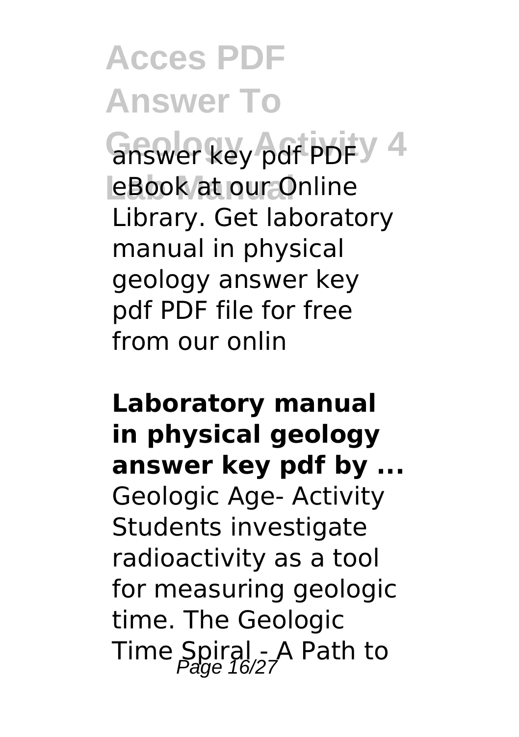answer key pdf PDF eBook at our Online Library. Get laboratory manual in physical geology answer key pdf PDF file for free from our onlin

**Laboratory manual in physical geology answer key pdf by ...**

Geologic Age- Activity Students investigate radioactivity as a tool for measuring geologic time. The Geologic Time Spiral - A Path to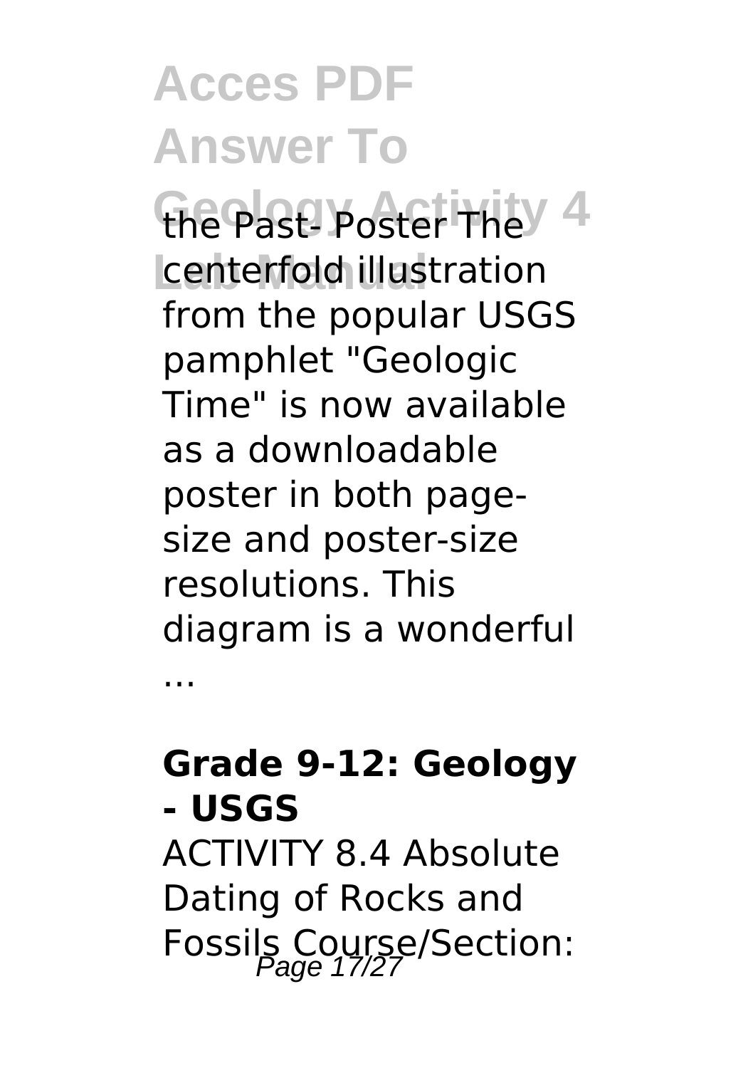the Past- Poster The centerfold illustration from the popular USGS pamphlet "Geologic Time" is now available as a downloadable poster in both page-size and poster-size resolutions. This diagram is a wonderful ...

### **Grade 9-12: Geology - USGS**

ACTIVITY 8.4 Absolute Dating of Rocks and Fossils Course/Section: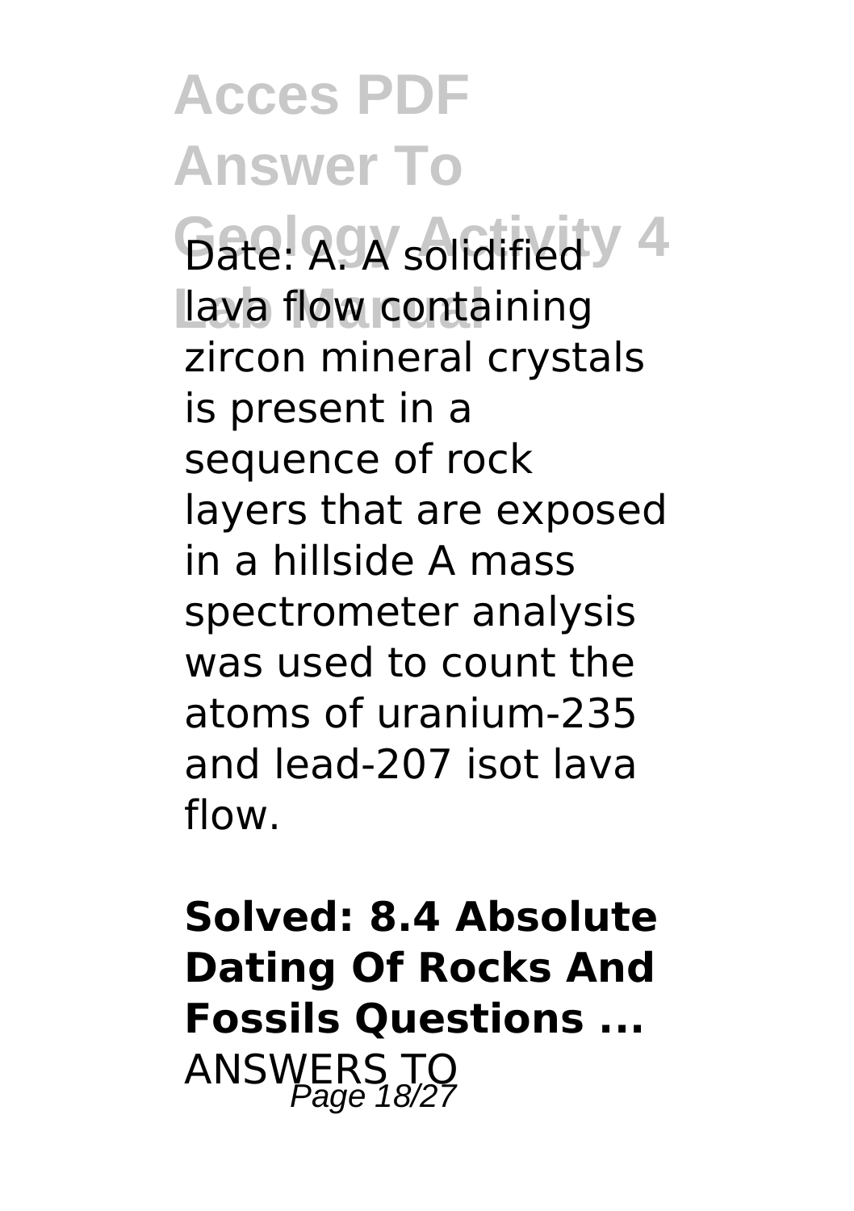Date: A. A solidified lava flow containing zircon mineral crystals is present in a sequence of rock layers that are exposed in a hillside A mass spectrometer analysis was used to count the atoms of uranium-235 and lead-207 isot lava flow.

**Solved: 8.4 Absolute Dating Of Rocks And Fossils Questions ...**

ANSWERS TO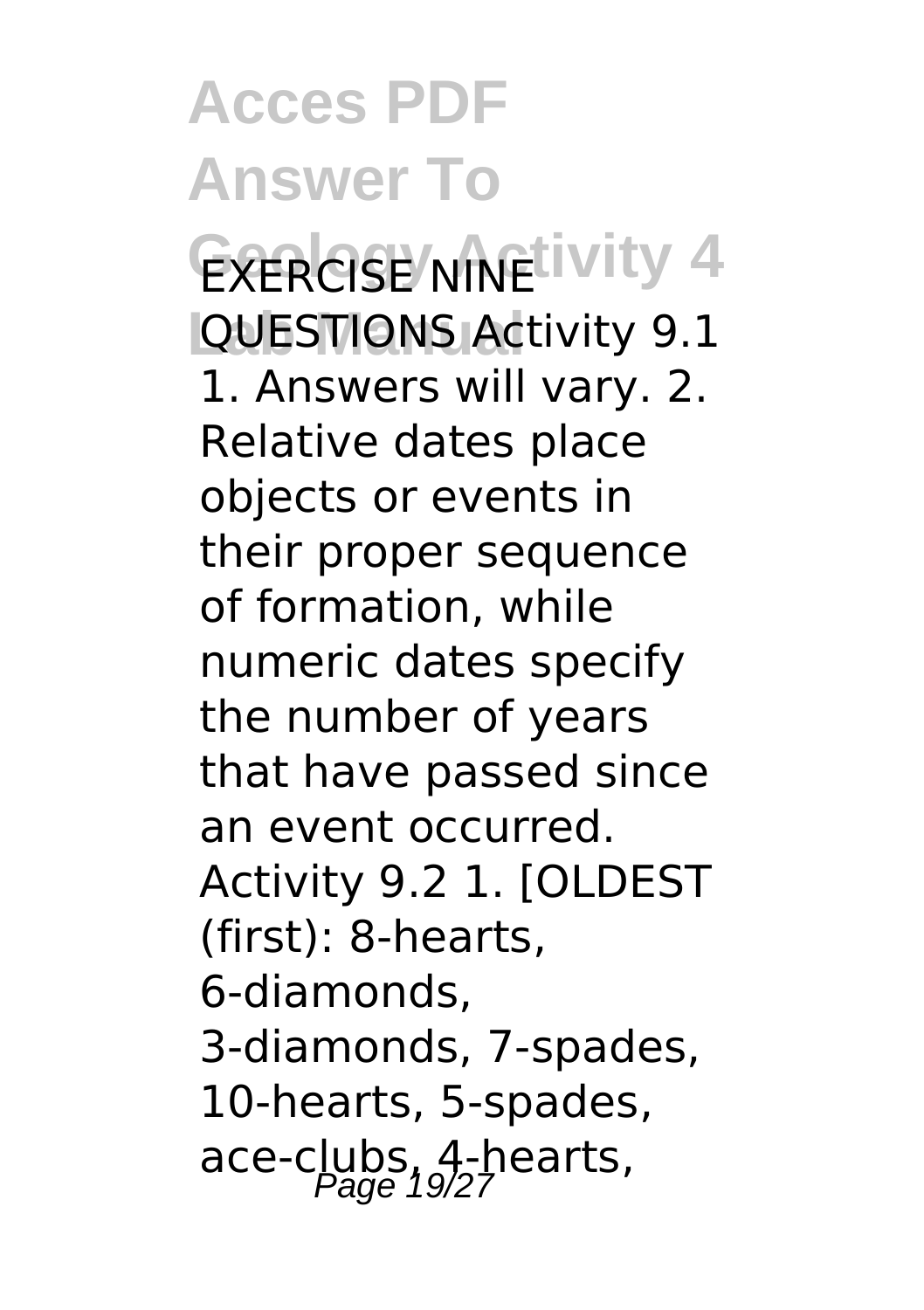EXERCISE NINE QUESTIONS Activity 9.1 1. Answers will vary. 2. Relative dates place objects or events in their proper sequence of formation, while numeric dates specify the number of years that have passed since an event occurred. Activity 9.2 1. [OLDEST (first): 8-hearts, 6-diamonds, 3-diamonds, 7-spades, 10-hearts, 5-spades, ace-clubs, 4-hearts,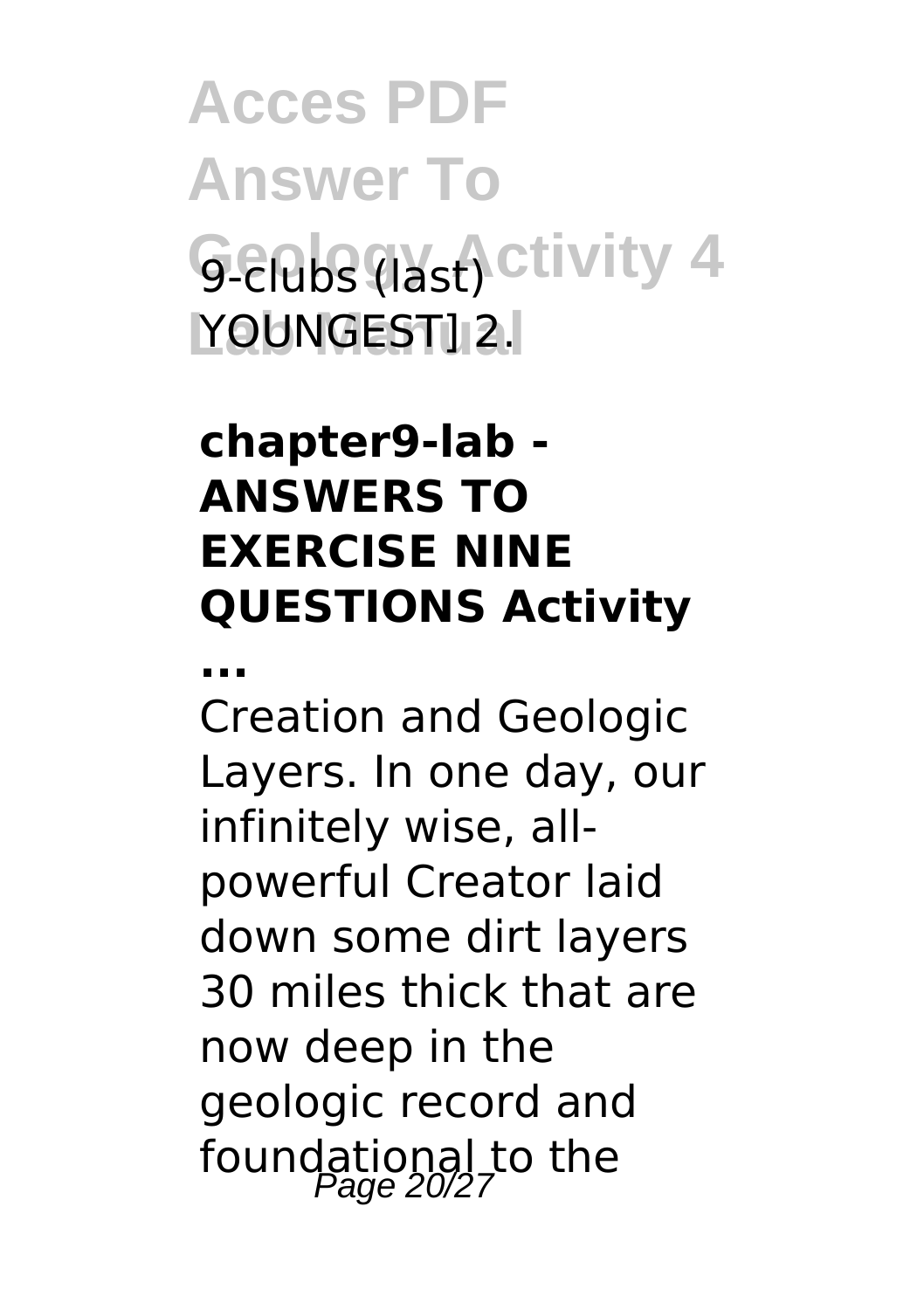9-clubs (last) YOUNGEST] 2.

**chapter9-lab - ANSWERS TO EXERCISE NINE QUESTIONS Activity ...**

Creation and Geologic Layers. In one day, our infinitely wise, all-powerful Creator laid down some dirt layers 30 miles thick that are now deep in the geologic record and foundational to the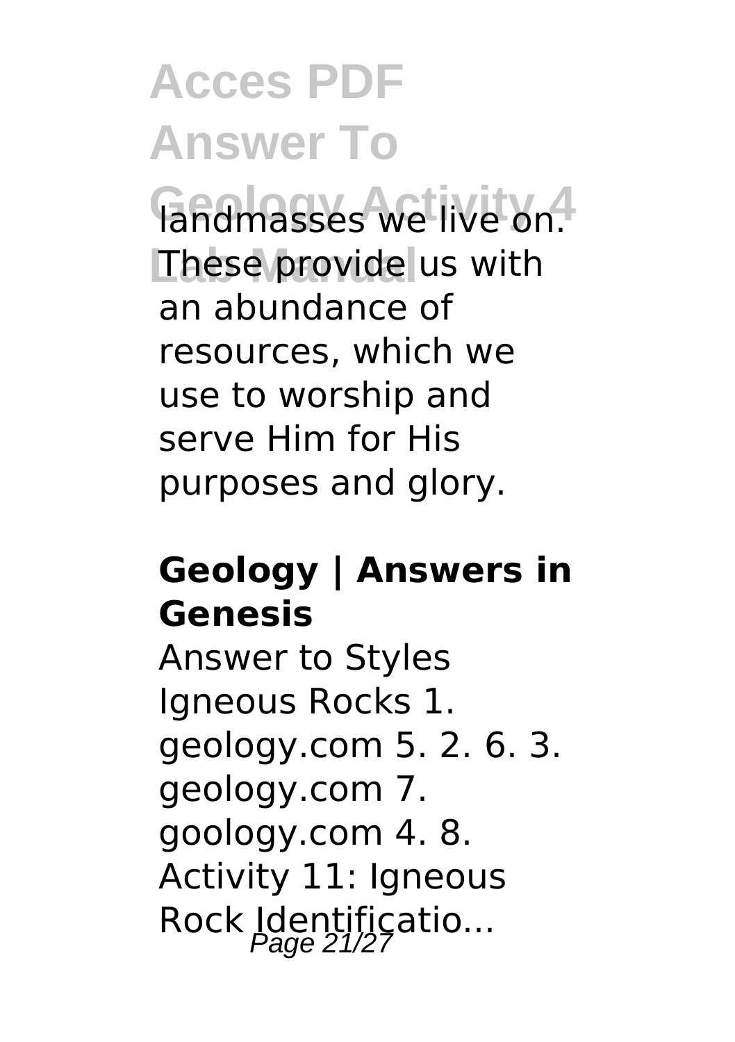landmasses we live on. These provide us with an abundance of resources, which we use to worship and serve Him for His purposes and glory.

**Geology | Answers in Genesis**

Answer to Styles Igneous Rocks 1. geology.com 5. 2. 6. 3. geology.com 7. goology.com 4. 8. Activity 11: Igneous Rock Identificatio...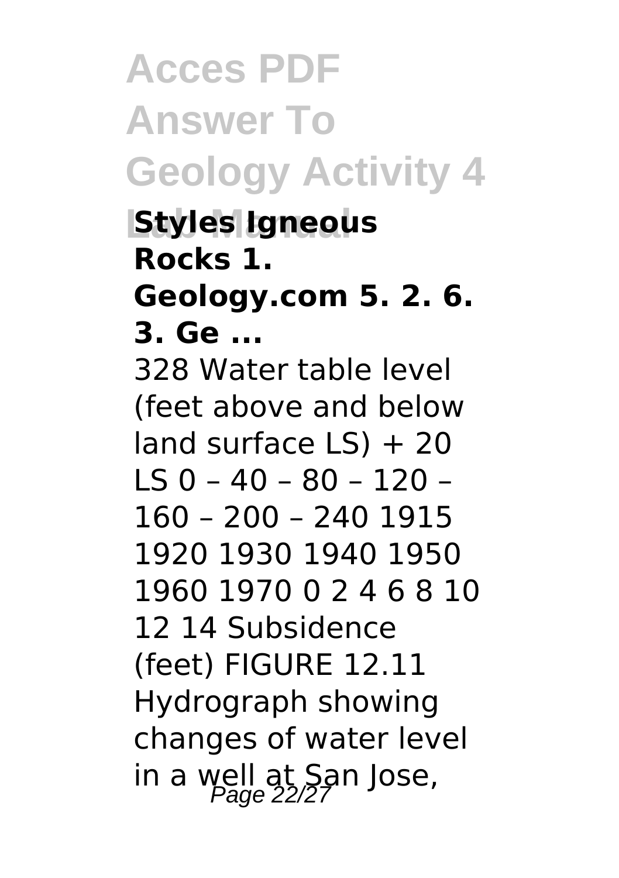**Styles Igneous Rocks 1. Geology.com 5. 2. 6. 3. Ge ...**

328 Water table level (feet above and below land surface LS) + 20 LS 0 – 40 – 80 – 120 – 160 – 200 – 240 1915 1920 1930 1940 1950 1960 1970 0 2 4 6 8 10 12 14 Subsidence (feet) FIGURE 12.11 Hydrograph showing changes of water level in a well at San Jose,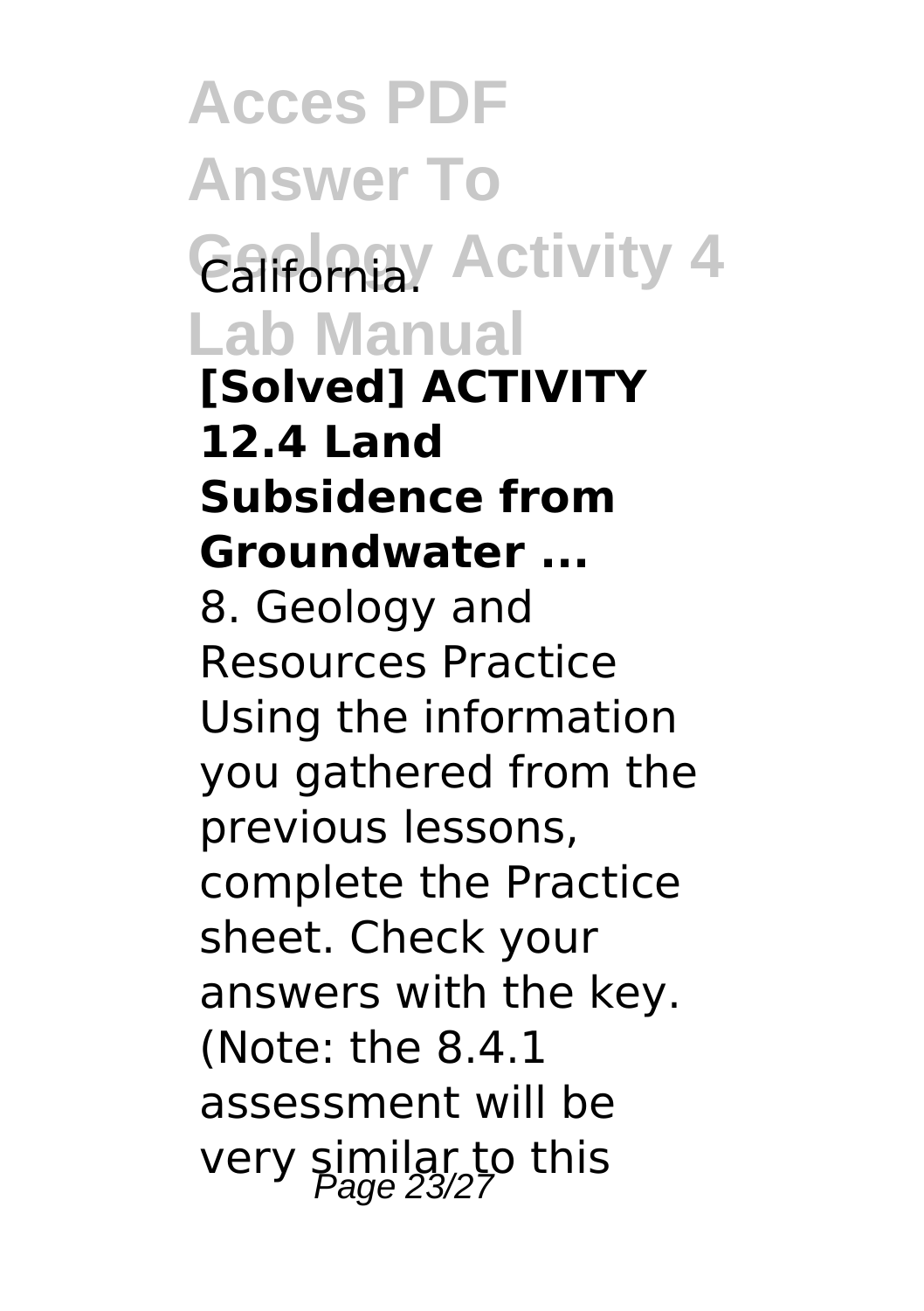California.

**[Solved] ACTIVITY 12.4 Land Subsidence from Groundwater ...**

8. Geology and Resources Practice Using the information you gathered from the previous lessons, complete the Practice sheet. Check your answers with the key. (Note: the 8.4.1 assessment will be very similar to this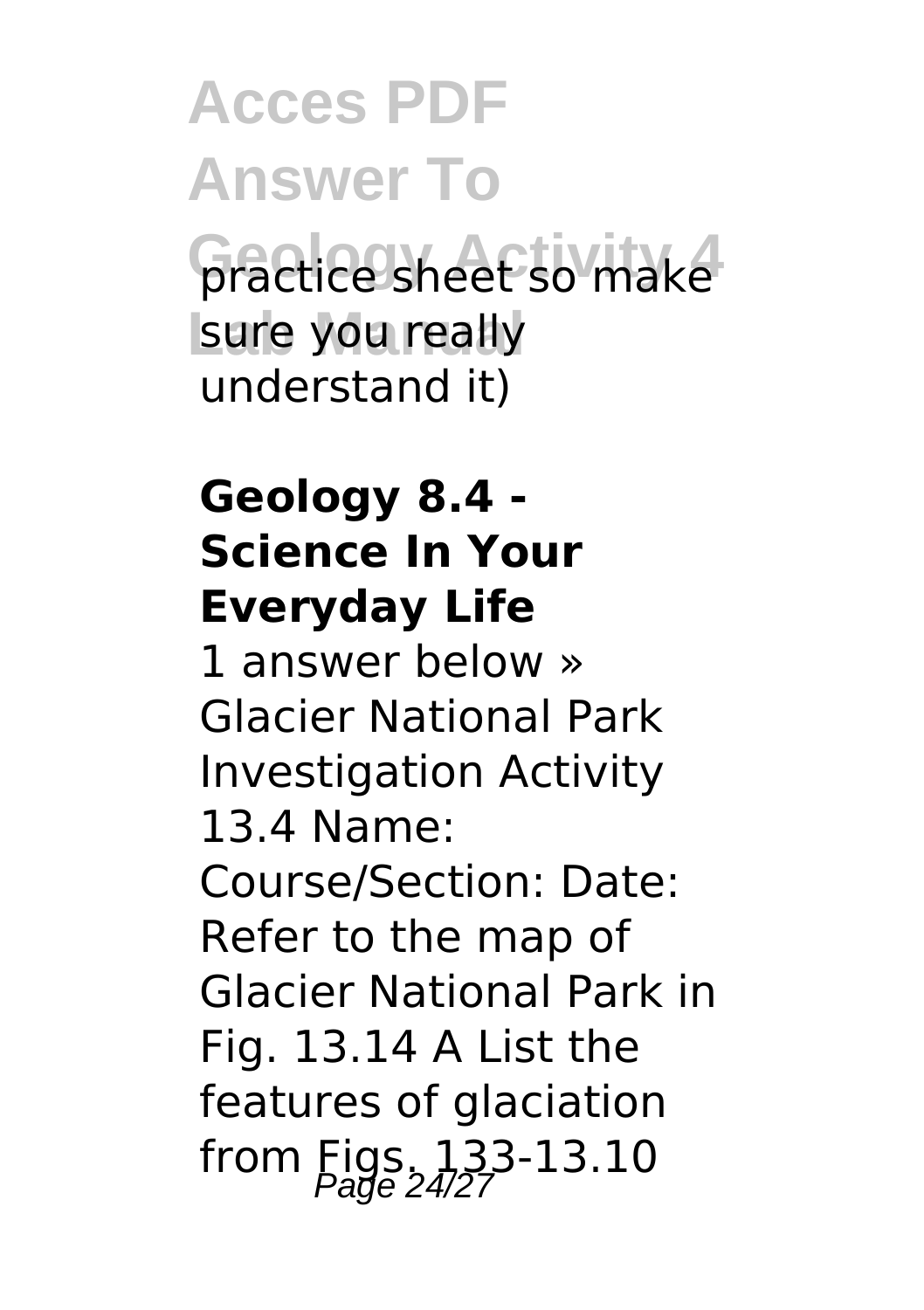practice sheet so make sure you really understand it)

**Geology 8.4 - Science In Your Everyday Life**

1 answer below » Glacier National Park Investigation Activity 13.4 Name: Course/Section: Date: Refer to the map of Glacier National Park in Fig. 13.14 A List the features of glaciation from Figs. 133-13.10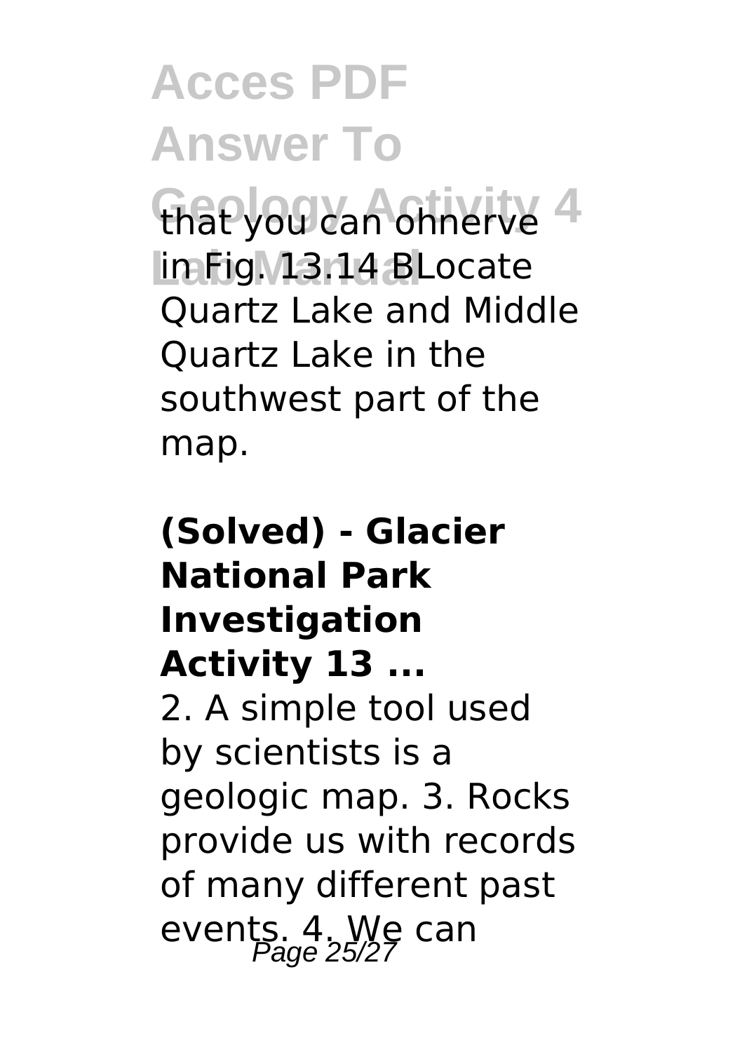that you can ohnerve in Fig. 13.14 BLocate Quartz Lake and Middle Quartz Lake in the southwest part of the map.

**(Solved) - Glacier National Park Investigation Activity 13 ...**

2. A simple tool used by scientists is a geologic map. 3. Rocks provide us with records of many different past events. 4. We can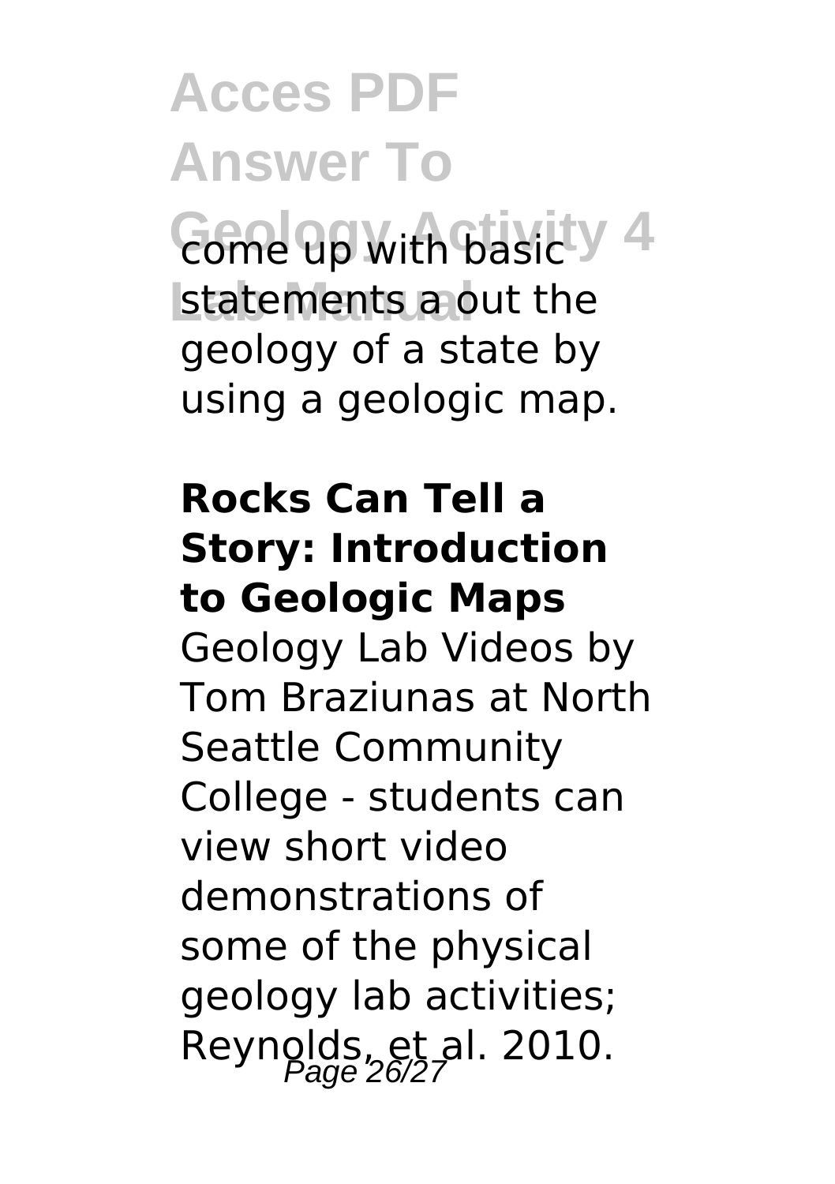come up with basic statements a out the geology of a state by using a geologic map.

**Rocks Can Tell a Story: Introduction to Geologic Maps**

Geology Lab Videos by Tom Braziunas at North Seattle Community College - students can view short video demonstrations of some of the physical geology lab activities; Reynolds, et al. 2010.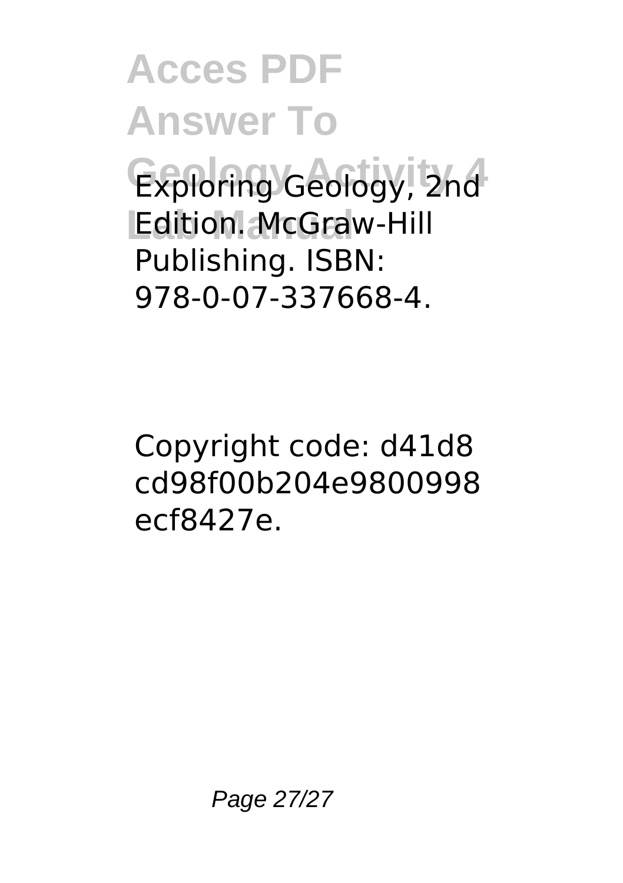Exploring Geology, 2nd Edition. McGraw-Hill Publishing. ISBN: 978-0-07-337668-4.

Copyright code: d41d8cd98f00b204e9800998ecf8427e.